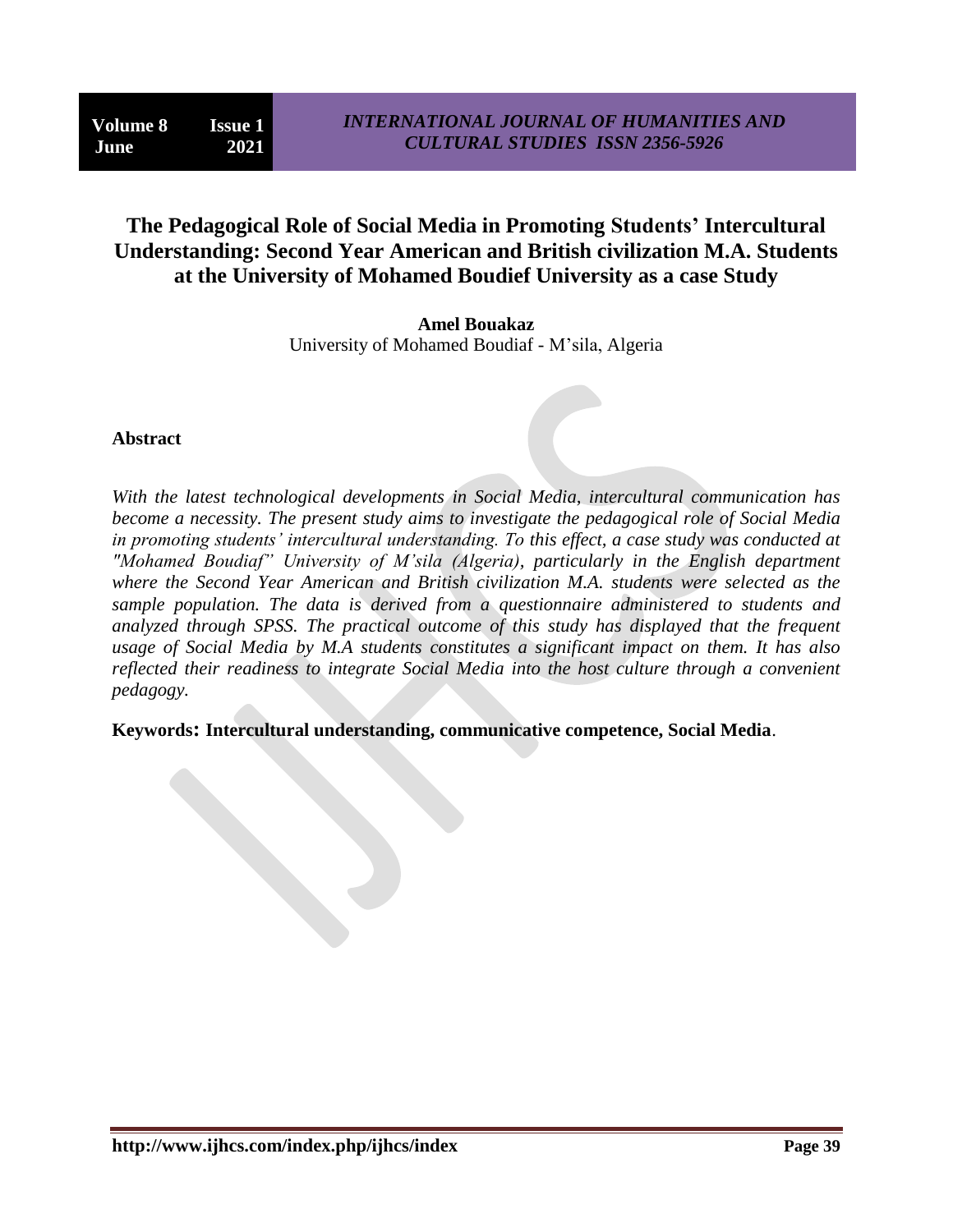# The Pedagogical Role of Social Media in Promoting Students' Intercultural Understanding: Second Year American and British civilization M.A. Students at the University of Mohamed Boudief University as a case Study

**Amel Bouakaz**
University of Mohamed Boudiaf - M'sila, Algeria

## Abstract

*With the latest technological developments in Social Media, intercultural communication has become a necessity. The present study aims to investigate the pedagogical role of Social Media in promoting students' intercultural understanding. To this effect, a case study was conducted at "Mohamed Boudiaf" University of M'sila (Algeria), particularly in the English department where the Second Year American and British civilization M.A. students were selected as the sample population. The data is derived from a questionnaire administered to students and analyzed through SPSS. The practical outcome of this study has displayed that the frequent usage of Social Media by M.A students constitutes a significant impact on them. It has also reflected their readiness to integrate Social Media into the host culture through a convenient pedagogy.*

**Keywords: Intercultural understanding, communicative competence, Social Media**.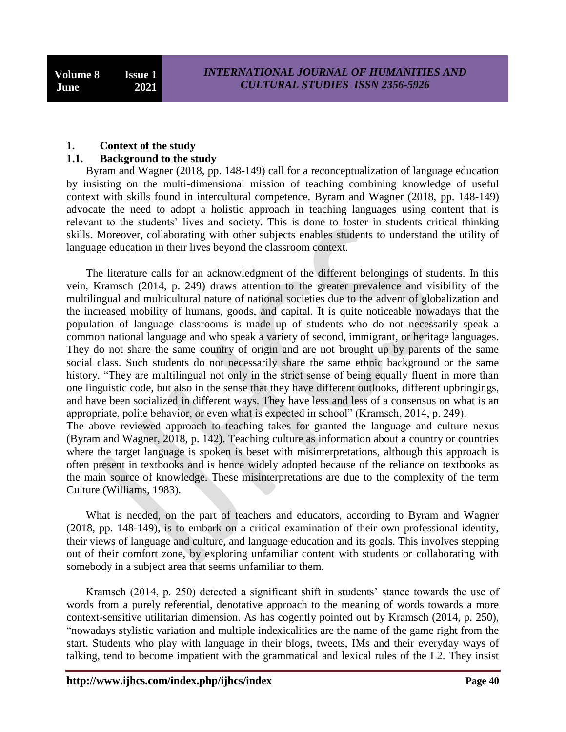## 1. Context of the study

### 1.1. Background to the study

Byram and Wagner (2018, pp. 148-149) call for a reconceptualization of language education by insisting on the multi-dimensional mission of teaching combining knowledge of useful context with skills found in intercultural competence. Byram and Wagner (2018, pp. 148-149) advocate the need to adopt a holistic approach in teaching languages using content that is relevant to the students' lives and society. This is done to foster in students critical thinking skills. Moreover, collaborating with other subjects enables students to understand the utility of language education in their lives beyond the classroom context.

The literature calls for an acknowledgment of the different belongings of students. In this vein, Kramsch (2014, p. 249) draws attention to the greater prevalence and visibility of the multilingual and multicultural nature of national societies due to the advent of globalization and the increased mobility of humans, goods, and capital. It is quite noticeable nowadays that the population of language classrooms is made up of students who do not necessarily speak a common national language and who speak a variety of second, immigrant, or heritage languages. They do not share the same country of origin and are not brought up by parents of the same social class. Such students do not necessarily share the same ethnic background or the same history. "They are multilingual not only in the strict sense of being equally fluent in more than one linguistic code, but also in the sense that they have different outlooks, different upbringings, and have been socialized in different ways. They have less and less of a consensus on what is an appropriate, polite behavior, or even what is expected in school" (Kramsch, 2014, p. 249).

The above reviewed approach to teaching takes for granted the language and culture nexus (Byram and Wagner, 2018, p. 142). Teaching culture as information about a country or countries where the target language is spoken is beset with misinterpretations, although this approach is often present in textbooks and is hence widely adopted because of the reliance on textbooks as the main source of knowledge. These misinterpretations are due to the complexity of the term Culture (Williams, 1983).

What is needed, on the part of teachers and educators, according to Byram and Wagner (2018, pp. 148-149), is to embark on a critical examination of their own professional identity, their views of language and culture, and language education and its goals. This involves stepping out of their comfort zone, by exploring unfamiliar content with students or collaborating with somebody in a subject area that seems unfamiliar to them.

Kramsch (2014, p. 250) detected a significant shift in students' stance towards the use of words from a purely referential, denotative approach to the meaning of words towards a more context-sensitive utilitarian dimension. As has cogently pointed out by Kramsch (2014, p. 250), "nowadays stylistic variation and multiple indexicalities are the name of the game right from the start. Students who play with language in their blogs, tweets, IMs and their everyday ways of talking, tend to become impatient with the grammatical and lexical rules of the L2. They insist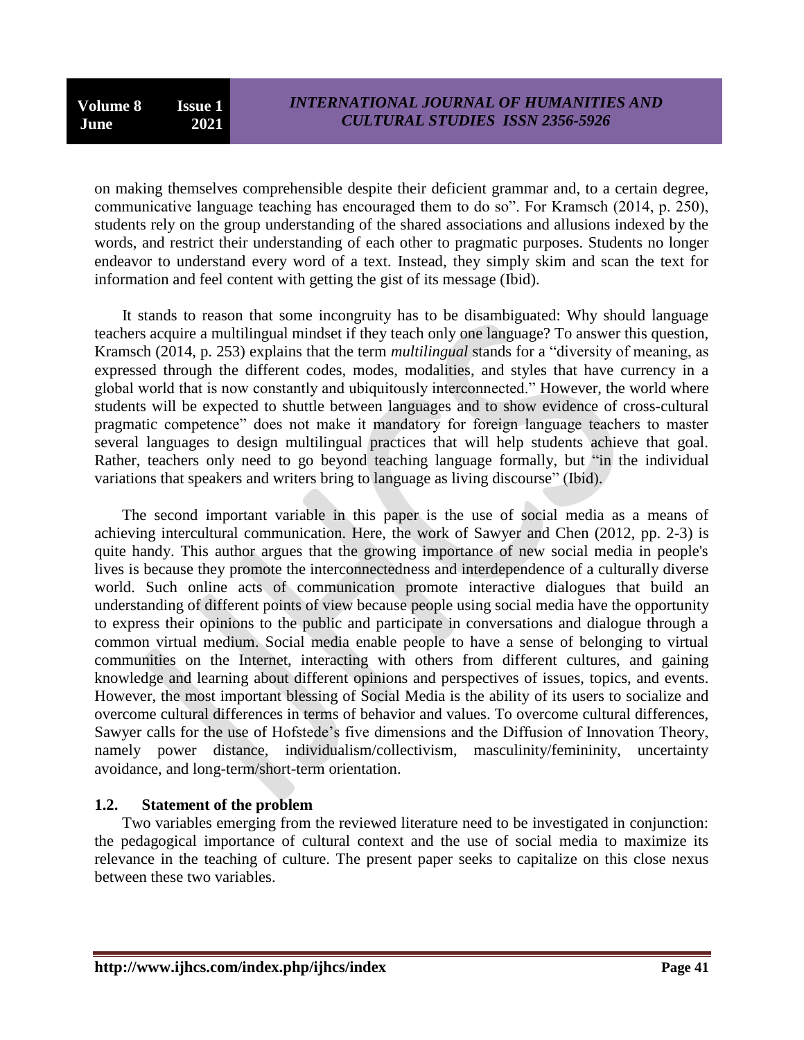on making themselves comprehensible despite their deficient grammar and, to a certain degree, communicative language teaching has encouraged them to do so". For Kramsch (2014, p. 250), students rely on the group understanding of the shared associations and allusions indexed by the words, and restrict their understanding of each other to pragmatic purposes. Students no longer endeavor to understand every word of a text. Instead, they simply skim and scan the text for information and feel content with getting the gist of its message (Ibid).

It stands to reason that some incongruity has to be disambiguated: Why should language teachers acquire a multilingual mindset if they teach only one language? To answer this question, Kramsch (2014, p. 253) explains that the term *multilingual* stands for a "diversity of meaning, as expressed through the different codes, modes, modalities, and styles that have currency in a global world that is now constantly and ubiquitously interconnected." However, the world where students will be expected to shuttle between languages and to show evidence of cross-cultural pragmatic competence" does not make it mandatory for foreign language teachers to master several languages to design multilingual practices that will help students achieve that goal. Rather, teachers only need to go beyond teaching language formally, but "in the individual variations that speakers and writers bring to language as living discourse" (Ibid).

The second important variable in this paper is the use of social media as a means of achieving intercultural communication. Here, the work of Sawyer and Chen (2012, pp. 2-3) is quite handy. This author argues that the growing importance of new social media in people's lives is because they promote the interconnectedness and interdependence of a culturally diverse world. Such online acts of communication promote interactive dialogues that build an understanding of different points of view because people using social media have the opportunity to express their opinions to the public and participate in conversations and dialogue through a common virtual medium. Social media enable people to have a sense of belonging to virtual communities on the Internet, interacting with others from different cultures, and gaining knowledge and learning about different opinions and perspectives of issues, topics, and events. However, the most important blessing of Social Media is the ability of its users to socialize and overcome cultural differences in terms of behavior and values. To overcome cultural differences, Sawyer calls for the use of Hofstede's five dimensions and the Diffusion of Innovation Theory, namely power distance, individualism/collectivism, masculinity/femininity, uncertainty avoidance, and long-term/short-term orientation.

### 1.2. Statement of the problem

Two variables emerging from the reviewed literature need to be investigated in conjunction: the pedagogical importance of cultural context and the use of social media to maximize its relevance in the teaching of culture. The present paper seeks to capitalize on this close nexus between these two variables.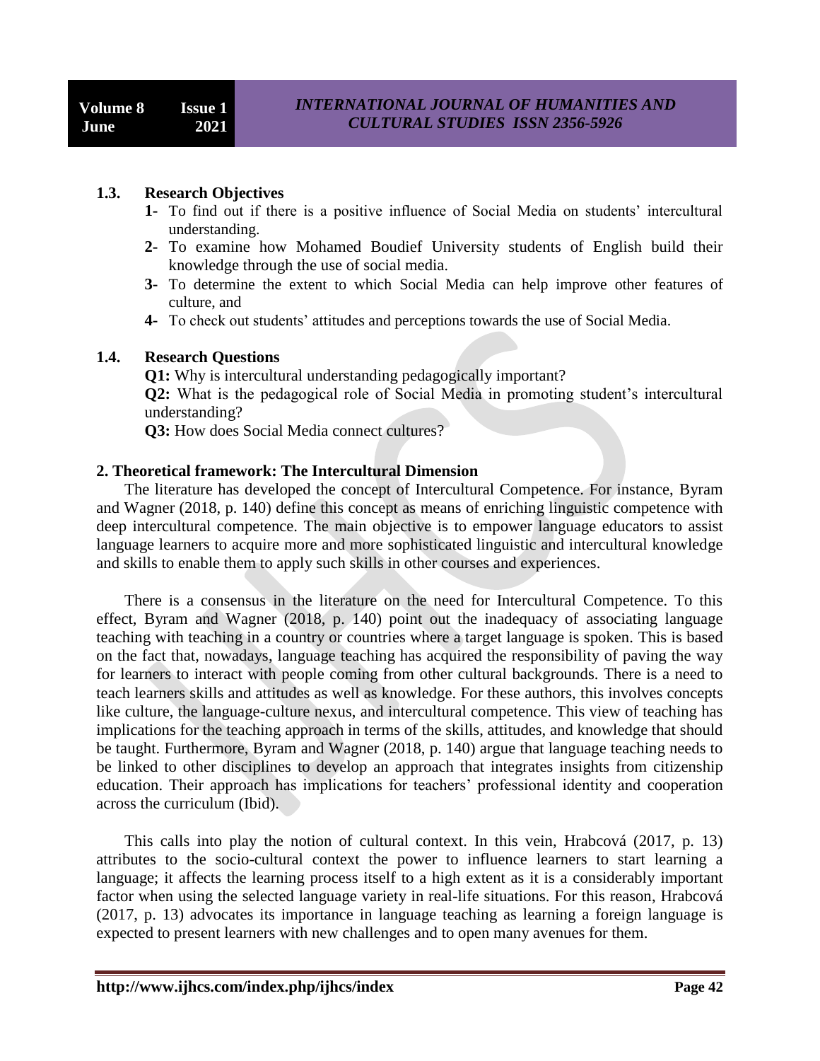### 1.3. Research Objectives

1- To find out if there is a positive influence of Social Media on students' intercultural understanding.
2- To examine how Mohamed Boudief University students of English build their knowledge through the use of social media.
3- To determine the extent to which Social Media can help improve other features of culture, and
4- To check out students' attitudes and perceptions towards the use of Social Media.

### 1.4. Research Questions

**Q1:** Why is intercultural understanding pedagogically important?

**Q2:** What is the pedagogical role of Social Media in promoting student's intercultural understanding?

**Q3:** How does Social Media connect cultures?

## 2. Theoretical framework: The Intercultural Dimension

The literature has developed the concept of Intercultural Competence. For instance, Byram and Wagner (2018, p. 140) define this concept as means of enriching linguistic competence with deep intercultural competence. The main objective is to empower language educators to assist language learners to acquire more and more sophisticated linguistic and intercultural knowledge and skills to enable them to apply such skills in other courses and experiences.

There is a consensus in the literature on the need for Intercultural Competence. To this effect, Byram and Wagner (2018, p. 140) point out the inadequacy of associating language teaching with teaching in a country or countries where a target language is spoken. This is based on the fact that, nowadays, language teaching has acquired the responsibility of paving the way for learners to interact with people coming from other cultural backgrounds. There is a need to teach learners skills and attitudes as well as knowledge. For these authors, this involves concepts like culture, the language-culture nexus, and intercultural competence. This view of teaching has implications for the teaching approach in terms of the skills, attitudes, and knowledge that should be taught. Furthermore, Byram and Wagner (2018, p. 140) argue that language teaching needs to be linked to other disciplines to develop an approach that integrates insights from citizenship education. Their approach has implications for teachers' professional identity and cooperation across the curriculum (Ibid).

This calls into play the notion of cultural context. In this vein, Hrabcová (2017, p. 13) attributes to the socio-cultural context the power to influence learners to start learning a language; it affects the learning process itself to a high extent as it is a considerably important factor when using the selected language variety in real-life situations. For this reason, Hrabcová (2017, p. 13) advocates its importance in language teaching as learning a foreign language is expected to present learners with new challenges and to open many avenues for them.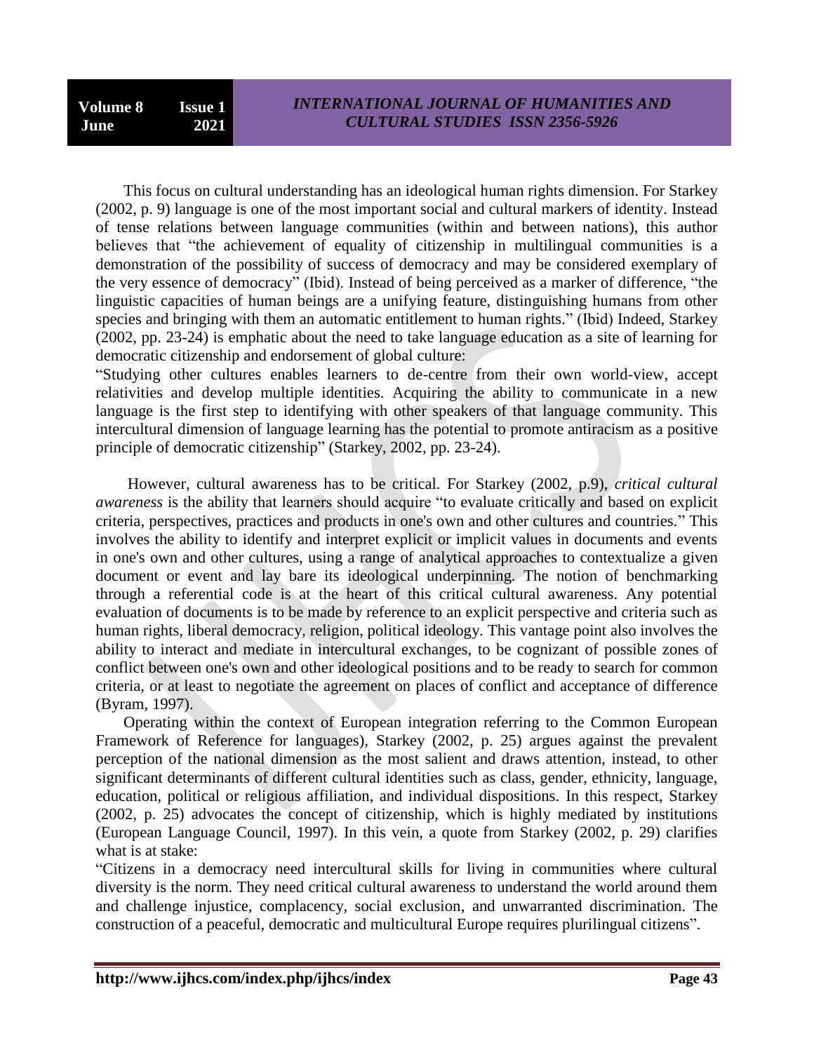This focus on cultural understanding has an ideological human rights dimension. For Starkey (2002, p. 9) language is one of the most important social and cultural markers of identity. Instead of tense relations between language communities (within and between nations), this author believes that "the achievement of equality of citizenship in multilingual communities is a demonstration of the possibility of success of democracy and may be considered exemplary of the very essence of democracy" (Ibid). Instead of being perceived as a marker of difference, "the linguistic capacities of human beings are a unifying feature, distinguishing humans from other species and bringing with them an automatic entitlement to human rights." (Ibid) Indeed, Starkey (2002, pp. 23-24) is emphatic about the need to take language education as a site of learning for democratic citizenship and endorsement of global culture:

"Studying other cultures enables learners to de-centre from their own world-view, accept relativities and develop multiple identities. Acquiring the ability to communicate in a new language is the first step to identifying with other speakers of that language community. This intercultural dimension of language learning has the potential to promote antiracism as a positive principle of democratic citizenship" (Starkey, 2002, pp. 23-24).

However, cultural awareness has to be critical. For Starkey (2002, p.9), *critical cultural awareness* is the ability that learners should acquire "to evaluate critically and based on explicit criteria, perspectives, practices and products in one's own and other cultures and countries." This involves the ability to identify and interpret explicit or implicit values in documents and events in one's own and other cultures, using a range of analytical approaches to contextualize a given document or event and lay bare its ideological underpinning. The notion of benchmarking through a referential code is at the heart of this critical cultural awareness. Any potential evaluation of documents is to be made by reference to an explicit perspective and criteria such as human rights, liberal democracy, religion, political ideology. This vantage point also involves the ability to interact and mediate in intercultural exchanges, to be cognizant of possible zones of conflict between one's own and other ideological positions and to be ready to search for common criteria, or at least to negotiate the agreement on places of conflict and acceptance of difference (Byram, 1997).

Operating within the context of European integration referring to the Common European Framework of Reference for languages), Starkey (2002, p. 25) argues against the prevalent perception of the national dimension as the most salient and draws attention, instead, to other significant determinants of different cultural identities such as class, gender, ethnicity, language, education, political or religious affiliation, and individual dispositions. In this respect, Starkey (2002, p. 25) advocates the concept of citizenship, which is highly mediated by institutions (European Language Council, 1997). In this vein, a quote from Starkey (2002, p. 29) clarifies what is at stake:

"Citizens in a democracy need intercultural skills for living in communities where cultural diversity is the norm. They need critical cultural awareness to understand the world around them and challenge injustice, complacency, social exclusion, and unwarranted discrimination. The construction of a peaceful, democratic and multicultural Europe requires plurilingual citizens".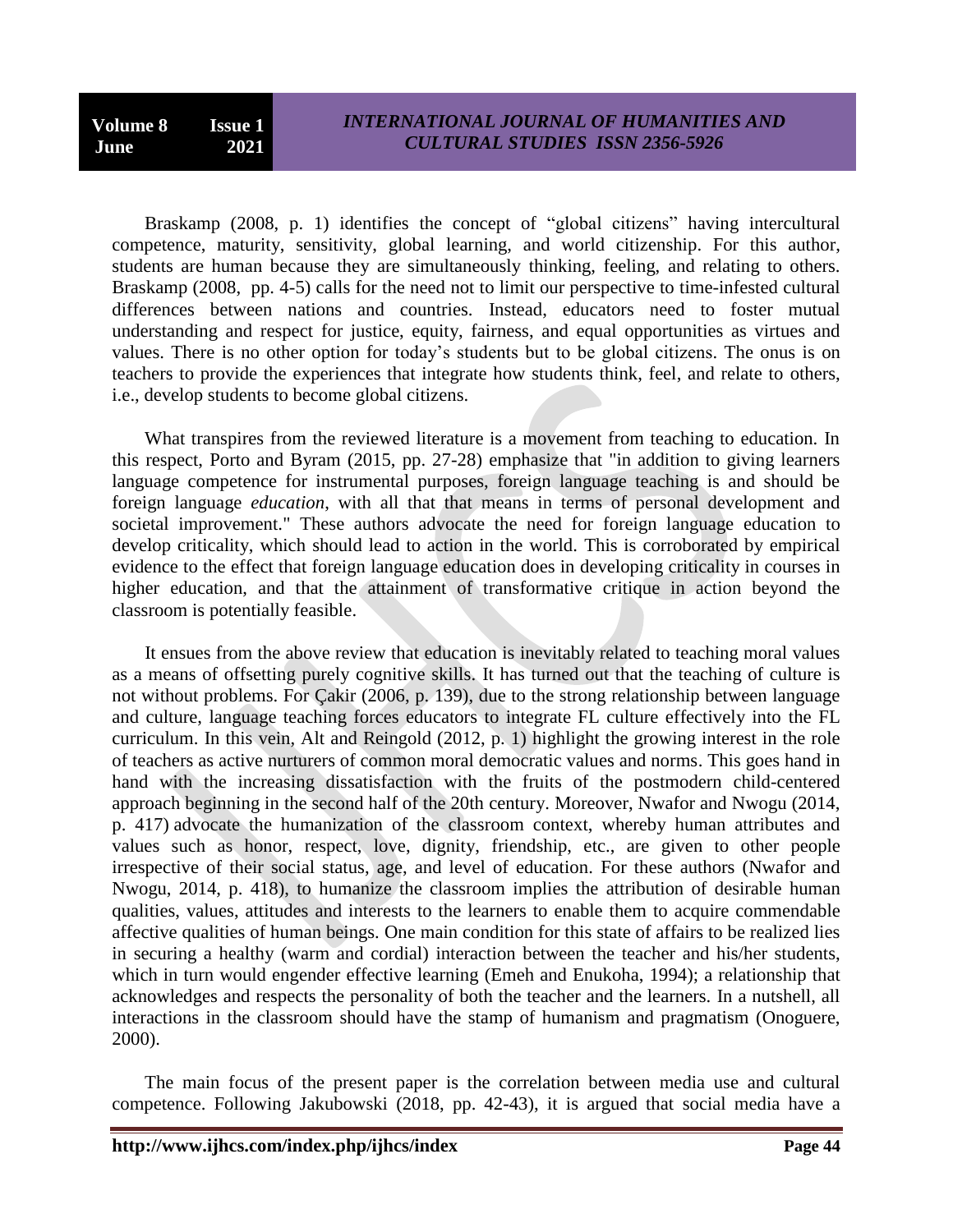Braskamp (2008, p. 1) identifies the concept of "global citizens" having intercultural competence, maturity, sensitivity, global learning, and world citizenship. For this author, students are human because they are simultaneously thinking, feeling, and relating to others. Braskamp (2008, pp. 4-5) calls for the need not to limit our perspective to time-infested cultural differences between nations and countries. Instead, educators need to foster mutual understanding and respect for justice, equity, fairness, and equal opportunities as virtues and values. There is no other option for today's students but to be global citizens. The onus is on teachers to provide the experiences that integrate how students think, feel, and relate to others, i.e., develop students to become global citizens.

What transpires from the reviewed literature is a movement from teaching to education. In this respect, Porto and Byram (2015, pp. 27-28) emphasize that "in addition to giving learners language competence for instrumental purposes, foreign language teaching is and should be foreign language *education*, with all that that means in terms of personal development and societal improvement." These authors advocate the need for foreign language education to develop criticality, which should lead to action in the world. This is corroborated by empirical evidence to the effect that foreign language education does in developing criticality in courses in higher education, and that the attainment of transformative critique in action beyond the classroom is potentially feasible.

It ensues from the above review that education is inevitably related to teaching moral values as a means of offsetting purely cognitive skills. It has turned out that the teaching of culture is not without problems. For Çakir (2006, p. 139), due to the strong relationship between language and culture, language teaching forces educators to integrate FL culture effectively into the FL curriculum. In this vein, Alt and Reingold (2012, p. 1) highlight the growing interest in the role of teachers as active nurturers of common moral democratic values and norms. This goes hand in hand with the increasing dissatisfaction with the fruits of the postmodern child-centered approach beginning in the second half of the 20th century. Moreover, Nwafor and Nwogu (2014, p. 417) advocate the humanization of the classroom context, whereby human attributes and values such as honor, respect, love, dignity, friendship, etc., are given to other people irrespective of their social status, age, and level of education. For these authors (Nwafor and Nwogu, 2014, p. 418), to humanize the classroom implies the attribution of desirable human qualities, values, attitudes and interests to the learners to enable them to acquire commendable affective qualities of human beings. One main condition for this state of affairs to be realized lies in securing a healthy (warm and cordial) interaction between the teacher and his/her students, which in turn would engender effective learning (Emeh and Enukoha, 1994); a relationship that acknowledges and respects the personality of both the teacher and the learners. In a nutshell, all interactions in the classroom should have the stamp of humanism and pragmatism (Onoguere, 2000).

The main focus of the present paper is the correlation between media use and cultural competence. Following Jakubowski (2018, pp. 42-43), it is argued that social media have a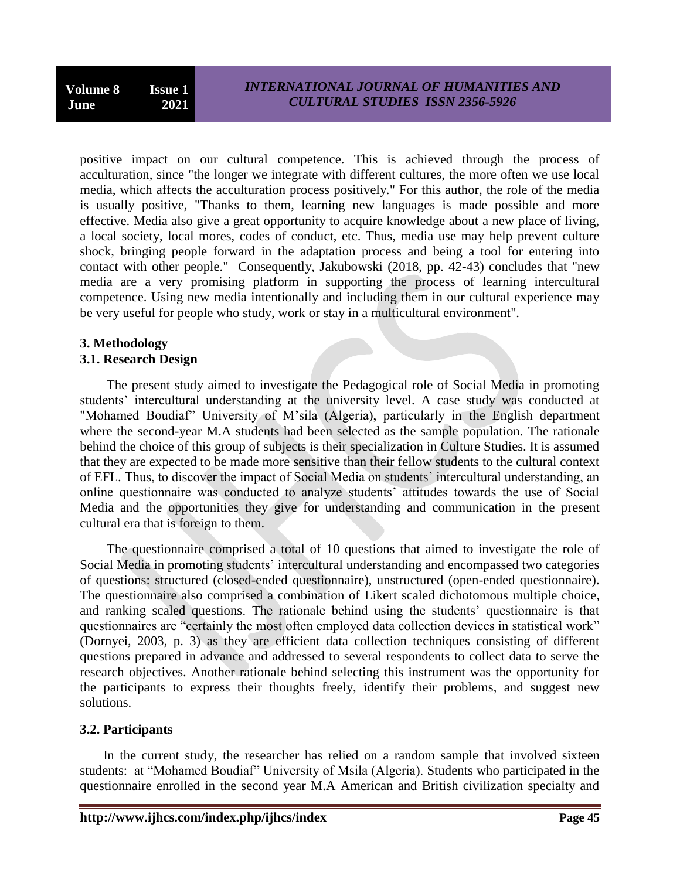positive impact on our cultural competence. This is achieved through the process of acculturation, since "the longer we integrate with different cultures, the more often we use local media, which affects the acculturation process positively." For this author, the role of the media is usually positive, "Thanks to them, learning new languages is made possible and more effective. Media also give a great opportunity to acquire knowledge about a new place of living, a local society, local mores, codes of conduct, etc. Thus, media use may help prevent culture shock, bringing people forward in the adaptation process and being a tool for entering into contact with other people." Consequently, Jakubowski (2018, pp. 42-43) concludes that "new media are a very promising platform in supporting the process of learning intercultural competence. Using new media intentionally and including them in our cultural experience may be very useful for people who study, work or stay in a multicultural environment".

## 3. Methodology

### 3.1. Research Design

The present study aimed to investigate the Pedagogical role of Social Media in promoting students' intercultural understanding at the university level. A case study was conducted at "Mohamed Boudiaf" University of M'sila (Algeria), particularly in the English department where the second-year M.A students had been selected as the sample population. The rationale behind the choice of this group of subjects is their specialization in Culture Studies. It is assumed that they are expected to be made more sensitive than their fellow students to the cultural context of EFL. Thus, to discover the impact of Social Media on students' intercultural understanding, an online questionnaire was conducted to analyze students' attitudes towards the use of Social Media and the opportunities they give for understanding and communication in the present cultural era that is foreign to them.

The questionnaire comprised a total of 10 questions that aimed to investigate the role of Social Media in promoting students' intercultural understanding and encompassed two categories of questions: structured (closed-ended questionnaire), unstructured (open-ended questionnaire). The questionnaire also comprised a combination of Likert scaled dichotomous multiple choice, and ranking scaled questions. The rationale behind using the students' questionnaire is that questionnaires are "certainly the most often employed data collection devices in statistical work" (Dornyei, 2003, p. 3) as they are efficient data collection techniques consisting of different questions prepared in advance and addressed to several respondents to collect data to serve the research objectives. Another rationale behind selecting this instrument was the opportunity for the participants to express their thoughts freely, identify their problems, and suggest new solutions.

### 3.2. Participants

In the current study, the researcher has relied on a random sample that involved sixteen students: at "Mohamed Boudiaf" University of Msila (Algeria). Students who participated in the questionnaire enrolled in the second year M.A American and British civilization specialty and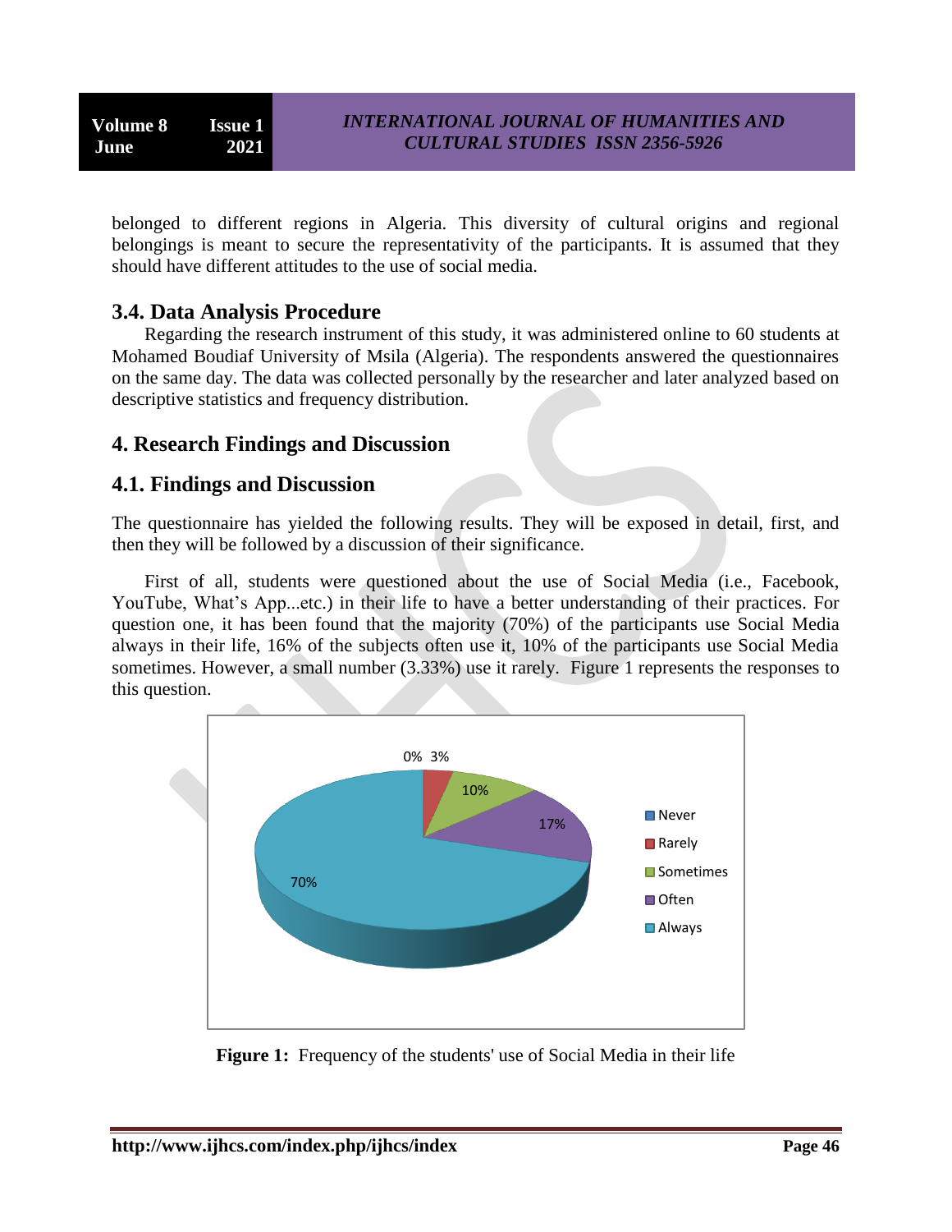belonged to different regions in Algeria. This diversity of cultural origins and regional belongings is meant to secure the representativity of the participants. It is assumed that they should have different attitudes to the use of social media.

### 3.4. Data Analysis Procedure

Regarding the research instrument of this study, it was administered online to 60 students at Mohamed Boudiaf University of Msila (Algeria). The respondents answered the questionnaires on the same day. The data was collected personally by the researcher and later analyzed based on descriptive statistics and frequency distribution.

## 4. Research Findings and Discussion

### 4.1. Findings and Discussion

The questionnaire has yielded the following results. They will be exposed in detail, first, and then they will be followed by a discussion of their significance.

First of all, students were questioned about the use of Social Media (i.e., Facebook, YouTube, What's App...etc.) in their life to have a better understanding of their practices. For question one, it has been found that the majority (70%) of the participants use Social Media always in their life, 16% of the subjects often use it, 10% of the participants use Social Media sometimes. However, a small number (3.33%) use it rarely. Figure 1 represents the responses to this question.

**Figure 1:** Frequency of the students' use of Social Media in their life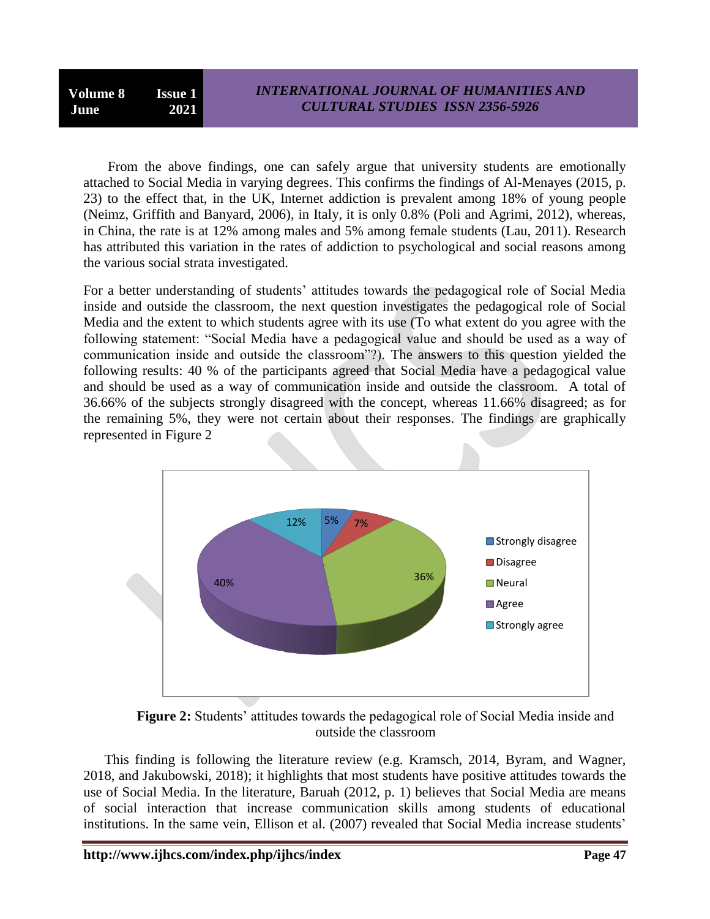From the above findings, one can safely argue that university students are emotionally attached to Social Media in varying degrees. This confirms the findings of Al-Menayes (2015, p. 23) to the effect that, in the UK, Internet addiction is prevalent among 18% of young people (Neimz, Griffith and Banyard, 2006), in Italy, it is only 0.8% (Poli and Agrimi, 2012), whereas, in China, the rate is at 12% among males and 5% among female students (Lau, 2011). Research has attributed this variation in the rates of addiction to psychological and social reasons among the various social strata investigated.

For a better understanding of students' attitudes towards the pedagogical role of Social Media inside and outside the classroom, the next question investigates the pedagogical role of Social Media and the extent to which students agree with its use (To what extent do you agree with the following statement: "Social Media have a pedagogical value and should be used as a way of communication inside and outside the classroom"?). The answers to this question yielded the following results: 40 % of the participants agreed that Social Media have a pedagogical value and should be used as a way of communication inside and outside the classroom. A total of 36.66% of the subjects strongly disagreed with the concept, whereas 11.66% disagreed; as for the remaining 5%, they were not certain about their responses. The findings are graphically represented in Figure 2

**Figure 2:** Students' attitudes towards the pedagogical role of Social Media inside and outside the classroom

This finding is following the literature review (e.g. Kramsch, 2014, Byram, and Wagner, 2018, and Jakubowski, 2018); it highlights that most students have positive attitudes towards the use of Social Media. In the literature, Baruah (2012, p. 1) believes that Social Media are means of social interaction that increase communication skills among students of educational institutions. In the same vein, Ellison et al. (2007) revealed that Social Media increase students'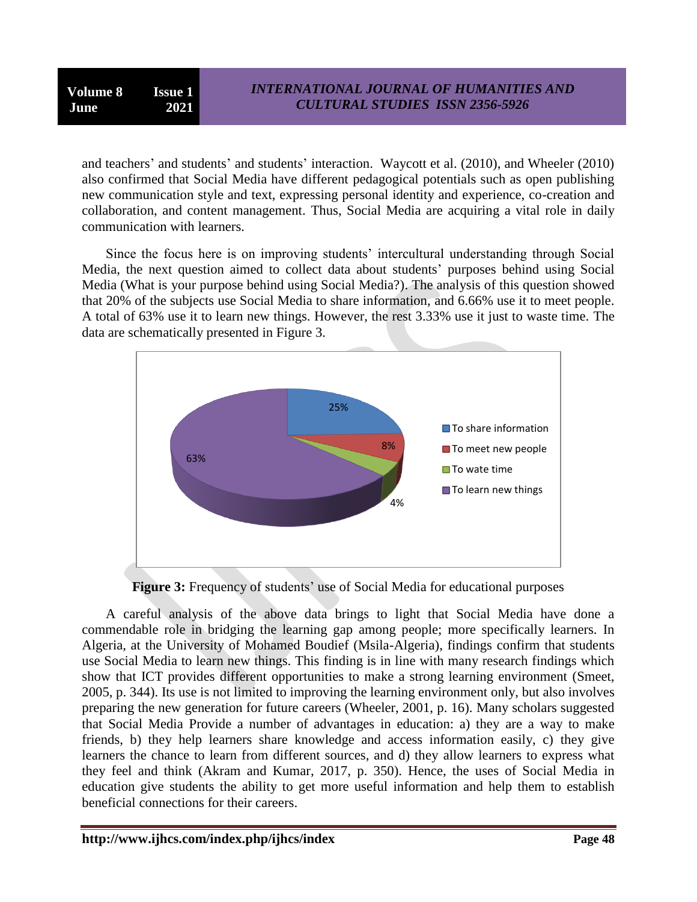and teachers' and students' and students' interaction. Waycott et al. (2010), and Wheeler (2010) also confirmed that Social Media have different pedagogical potentials such as open publishing new communication style and text, expressing personal identity and experience, co-creation and collaboration, and content management. Thus, Social Media are acquiring a vital role in daily communication with learners.

Since the focus here is on improving students' intercultural understanding through Social Media, the next question aimed to collect data about students' purposes behind using Social Media (What is your purpose behind using Social Media?). The analysis of this question showed that 20% of the subjects use Social Media to share information, and 6.66% use it to meet people. A total of 63% use it to learn new things. However, the rest 3.33% use it just to waste time. The data are schematically presented in Figure 3.

**Figure 3:** Frequency of students' use of Social Media for educational purposes

A careful analysis of the above data brings to light that Social Media have done a commendable role in bridging the learning gap among people; more specifically learners. In Algeria, at the University of Mohamed Boudief (Msila-Algeria), findings confirm that students use Social Media to learn new things. This finding is in line with many research findings which show that ICT provides different opportunities to make a strong learning environment (Smeet, 2005, p. 344). Its use is not limited to improving the learning environment only, but also involves preparing the new generation for future careers (Wheeler, 2001, p. 16). Many scholars suggested that Social Media Provide a number of advantages in education: a) they are a way to make friends, b) they help learners share knowledge and access information easily, c) they give learners the chance to learn from different sources, and d) they allow learners to express what they feel and think (Akram and Kumar, 2017, p. 350). Hence, the uses of Social Media in education give students the ability to get more useful information and help them to establish beneficial connections for their careers.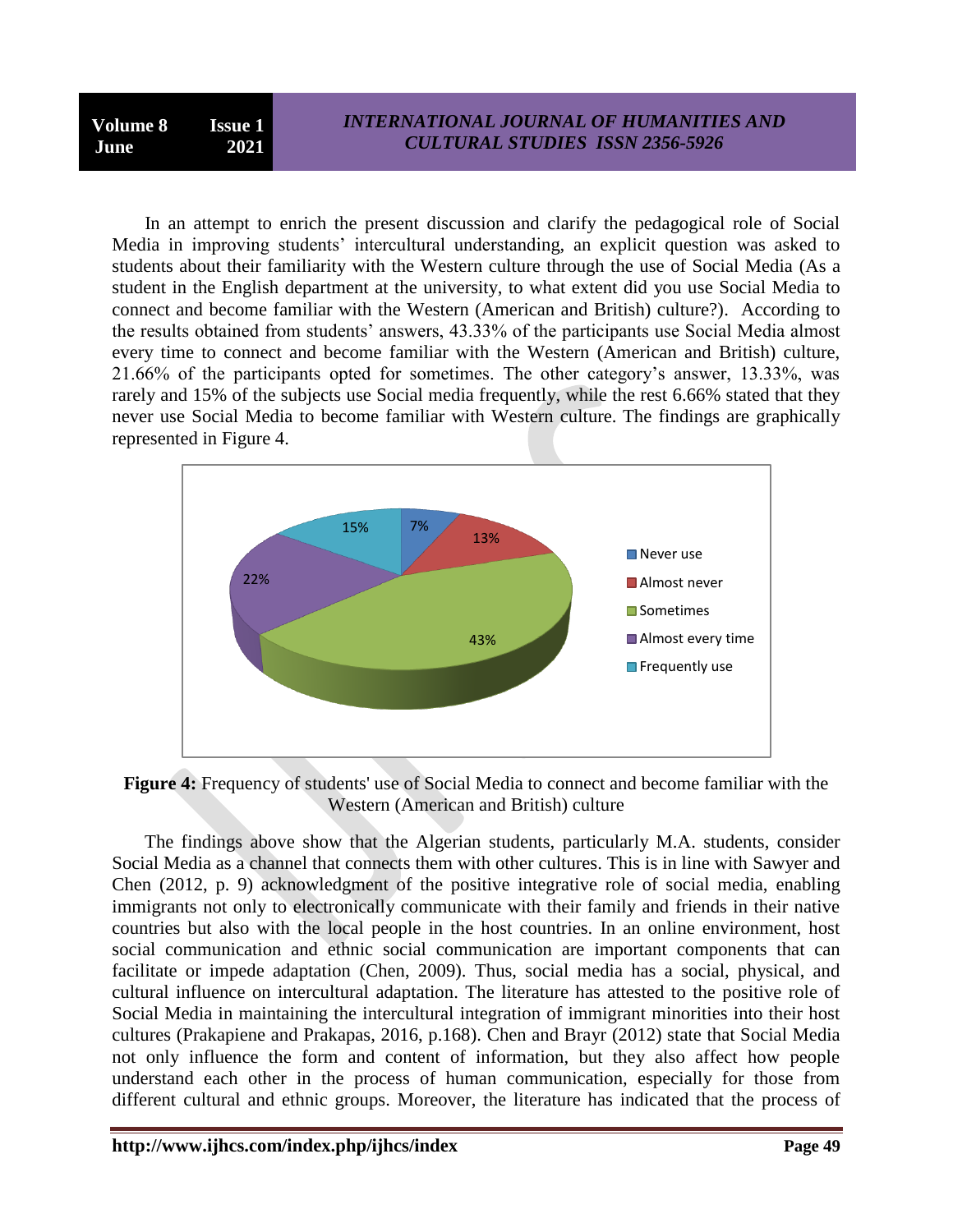In an attempt to enrich the present discussion and clarify the pedagogical role of Social Media in improving students' intercultural understanding, an explicit question was asked to students about their familiarity with the Western culture through the use of Social Media (As a student in the English department at the university, to what extent did you use Social Media to connect and become familiar with the Western (American and British) culture?). According to the results obtained from students' answers, 43.33% of the participants use Social Media almost every time to connect and become familiar with the Western (American and British) culture, 21.66% of the participants opted for sometimes. The other category's answer, 13.33%, was rarely and 15% of the subjects use Social media frequently, while the rest 6.66% stated that they never use Social Media to become familiar with Western culture. The findings are graphically represented in Figure 4.

**Figure 4:** Frequency of students' use of Social Media to connect and become familiar with the Western (American and British) culture

The findings above show that the Algerian students, particularly M.A. students, consider Social Media as a channel that connects them with other cultures. This is in line with Sawyer and Chen (2012, p. 9) acknowledgment of the positive integrative role of social media, enabling immigrants not only to electronically communicate with their family and friends in their native countries but also with the local people in the host countries. In an online environment, host social communication and ethnic social communication are important components that can facilitate or impede adaptation (Chen, 2009). Thus, social media has a social, physical, and cultural influence on intercultural adaptation. The literature has attested to the positive role of Social Media in maintaining the intercultural integration of immigrant minorities into their host cultures (Prakapiene and Prakapas, 2016, p.168). Chen and Brayr (2012) state that Social Media not only influence the form and content of information, but they also affect how people understand each other in the process of human communication, especially for those from different cultural and ethnic groups. Moreover, the literature has indicated that the process of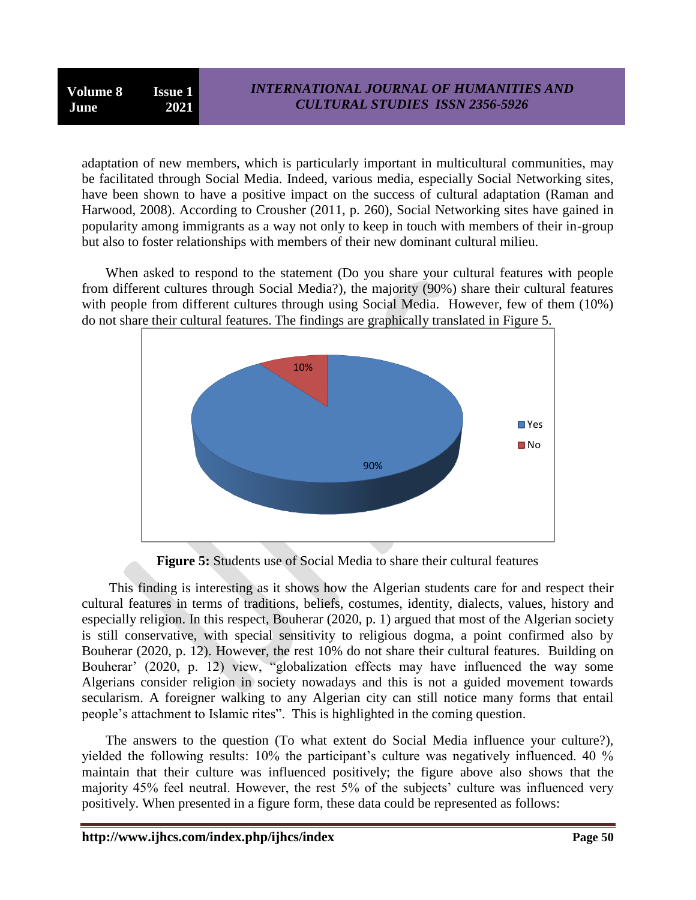adaptation of new members, which is particularly important in multicultural communities, may be facilitated through Social Media. Indeed, various media, especially Social Networking sites, have been shown to have a positive impact on the success of cultural adaptation (Raman and Harwood, 2008). According to Crousher (2011, p. 260), Social Networking sites have gained in popularity among immigrants as a way not only to keep in touch with members of their in-group but also to foster relationships with members of their new dominant cultural milieu.

When asked to respond to the statement (Do you share your cultural features with people from different cultures through Social Media?), the majority (90%) share their cultural features with people from different cultures through using Social Media. However, few of them (10%) do not share their cultural features. The findings are graphically translated in Figure 5.

**Figure 5:** Students use of Social Media to share their cultural features

This finding is interesting as it shows how the Algerian students care for and respect their cultural features in terms of traditions, beliefs, costumes, identity, dialects, values, history and especially religion. In this respect, Bouherar (2020, p. 1) argued that most of the Algerian society is still conservative, with special sensitivity to religious dogma, a point confirmed also by Bouherar (2020, p. 12). However, the rest 10% do not share their cultural features. Building on Bouherar' (2020, p. 12) view, "globalization effects may have influenced the way some Algerians consider religion in society nowadays and this is not a guided movement towards secularism. A foreigner walking to any Algerian city can still notice many forms that entail people's attachment to Islamic rites". This is highlighted in the coming question.

The answers to the question (To what extent do Social Media influence your culture?), yielded the following results: 10% the participant's culture was negatively influenced. 40 % maintain that their culture was influenced positively; the figure above also shows that the majority 45% feel neutral. However, the rest 5% of the subjects' culture was influenced very positively. When presented in a figure form, these data could be represented as follows: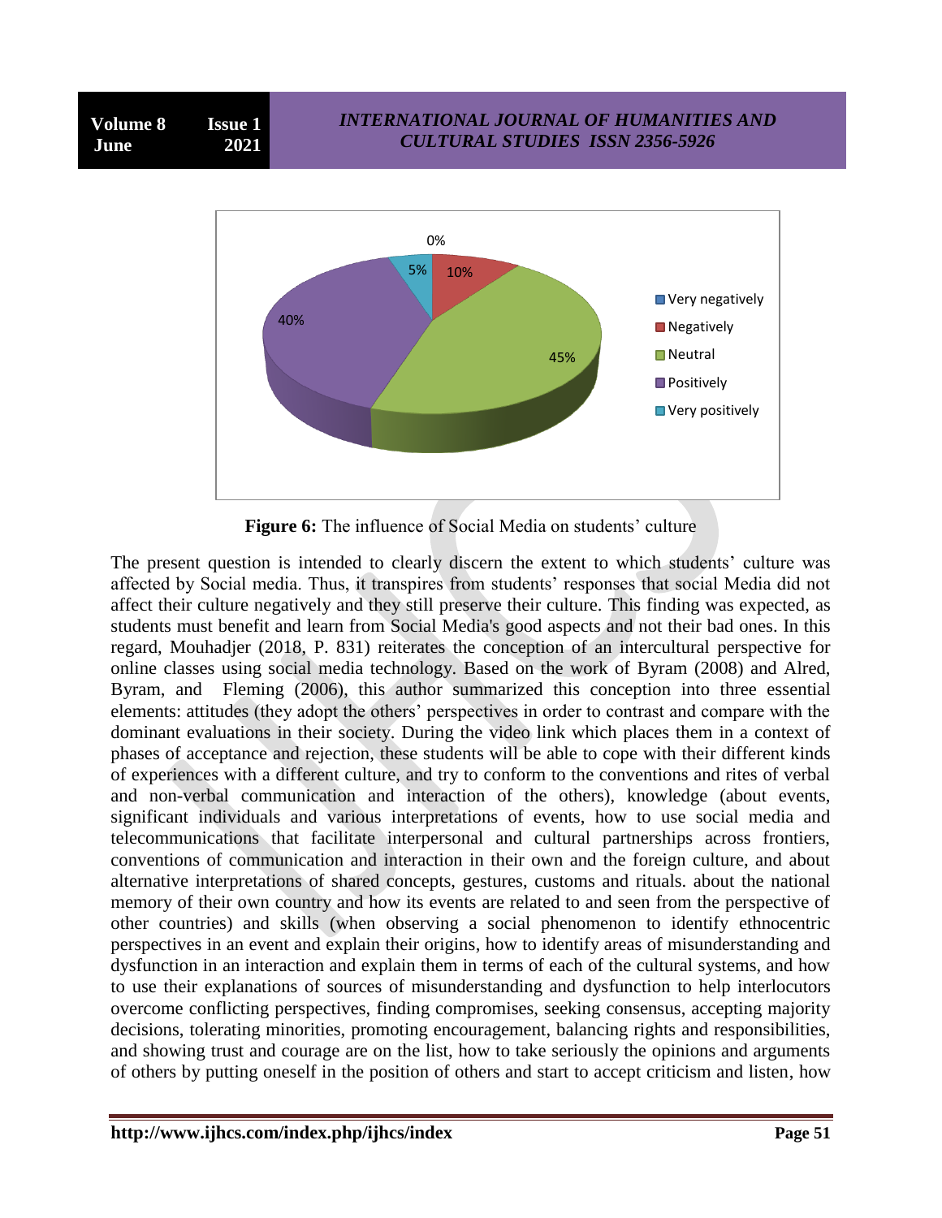**Figure 6:** The influence of Social Media on students' culture

The present question is intended to clearly discern the extent to which students' culture was affected by Social media. Thus, it transpires from students' responses that social Media did not affect their culture negatively and they still preserve their culture. This finding was expected, as students must benefit and learn from Social Media's good aspects and not their bad ones. In this regard, Mouhadjer (2018, P. 831) reiterates the conception of an intercultural perspective for online classes using social media technology. Based on the work of Byram (2008) and Alred, Byram, and Fleming (2006), this author summarized this conception into three essential elements: attitudes (they adopt the others' perspectives in order to contrast and compare with the dominant evaluations in their society. During the video link which places them in a context of phases of acceptance and rejection, these students will be able to cope with their different kinds of experiences with a different culture, and try to conform to the conventions and rites of verbal and non-verbal communication and interaction of the others), knowledge (about events, significant individuals and various interpretations of events, how to use social media and telecommunications that facilitate interpersonal and cultural partnerships across frontiers, conventions of communication and interaction in their own and the foreign culture, and about alternative interpretations of shared concepts, gestures, customs and rituals. about the national memory of their own country and how its events are related to and seen from the perspective of other countries) and skills (when observing a social phenomenon to identify ethnocentric perspectives in an event and explain their origins, how to identify areas of misunderstanding and dysfunction in an interaction and explain them in terms of each of the cultural systems, and how to use their explanations of sources of misunderstanding and dysfunction to help interlocutors overcome conflicting perspectives, finding compromises, seeking consensus, accepting majority decisions, tolerating minorities, promoting encouragement, balancing rights and responsibilities, and showing trust and courage are on the list, how to take seriously the opinions and arguments of others by putting oneself in the position of others and start to accept criticism and listen, how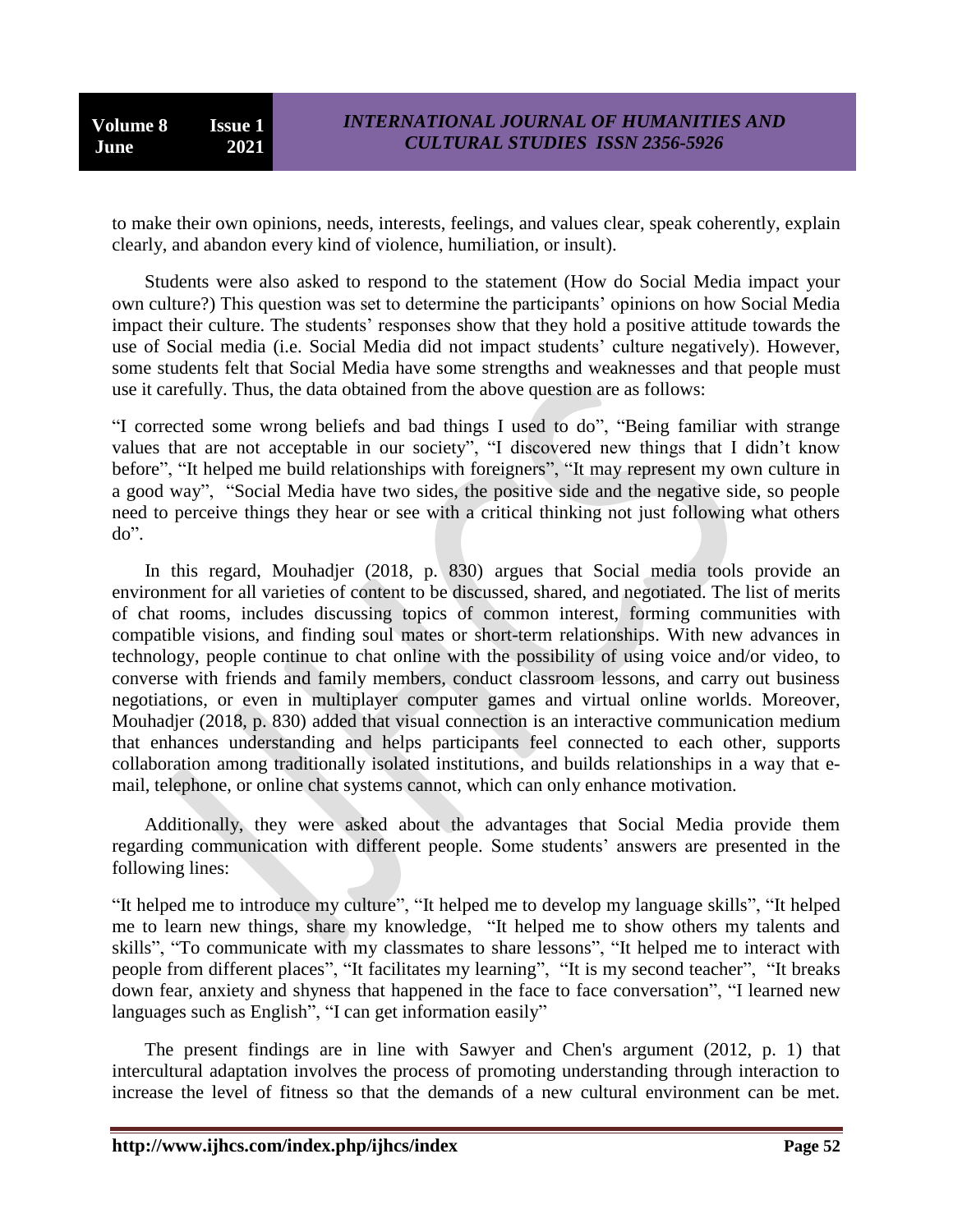to make their own opinions, needs, interests, feelings, and values clear, speak coherently, explain clearly, and abandon every kind of violence, humiliation, or insult).

Students were also asked to respond to the statement (How do Social Media impact your own culture?) This question was set to determine the participants' opinions on how Social Media impact their culture. The students' responses show that they hold a positive attitude towards the use of Social media (i.e. Social Media did not impact students' culture negatively). However, some students felt that Social Media have some strengths and weaknesses and that people must use it carefully. Thus, the data obtained from the above question are as follows:

"I corrected some wrong beliefs and bad things I used to do", "Being familiar with strange values that are not acceptable in our society", "I discovered new things that I didn't know before", "It helped me build relationships with foreigners", "It may represent my own culture in a good way", "Social Media have two sides, the positive side and the negative side, so people need to perceive things they hear or see with a critical thinking not just following what others do".

In this regard, Mouhadjer (2018, p. 830) argues that Social media tools provide an environment for all varieties of content to be discussed, shared, and negotiated. The list of merits of chat rooms, includes discussing topics of common interest, forming communities with compatible visions, and finding soul mates or short-term relationships. With new advances in technology, people continue to chat online with the possibility of using voice and/or video, to converse with friends and family members, conduct classroom lessons, and carry out business negotiations, or even in multiplayer computer games and virtual online worlds. Moreover, Mouhadjer (2018, p. 830) added that visual connection is an interactive communication medium that enhances understanding and helps participants feel connected to each other, supports collaboration among traditionally isolated institutions, and builds relationships in a way that e-mail, telephone, or online chat systems cannot, which can only enhance motivation.

Additionally, they were asked about the advantages that Social Media provide them regarding communication with different people. Some students' answers are presented in the following lines:

"It helped me to introduce my culture", "It helped me to develop my language skills", "It helped me to learn new things, share my knowledge, "It helped me to show others my talents and skills", "To communicate with my classmates to share lessons", "It helped me to interact with people from different places", "It facilitates my learning", "It is my second teacher", "It breaks down fear, anxiety and shyness that happened in the face to face conversation", "I learned new languages such as English", "I can get information easily"

The present findings are in line with Sawyer and Chen's argument (2012, p. 1) that intercultural adaptation involves the process of promoting understanding through interaction to increase the level of fitness so that the demands of a new cultural environment can be met.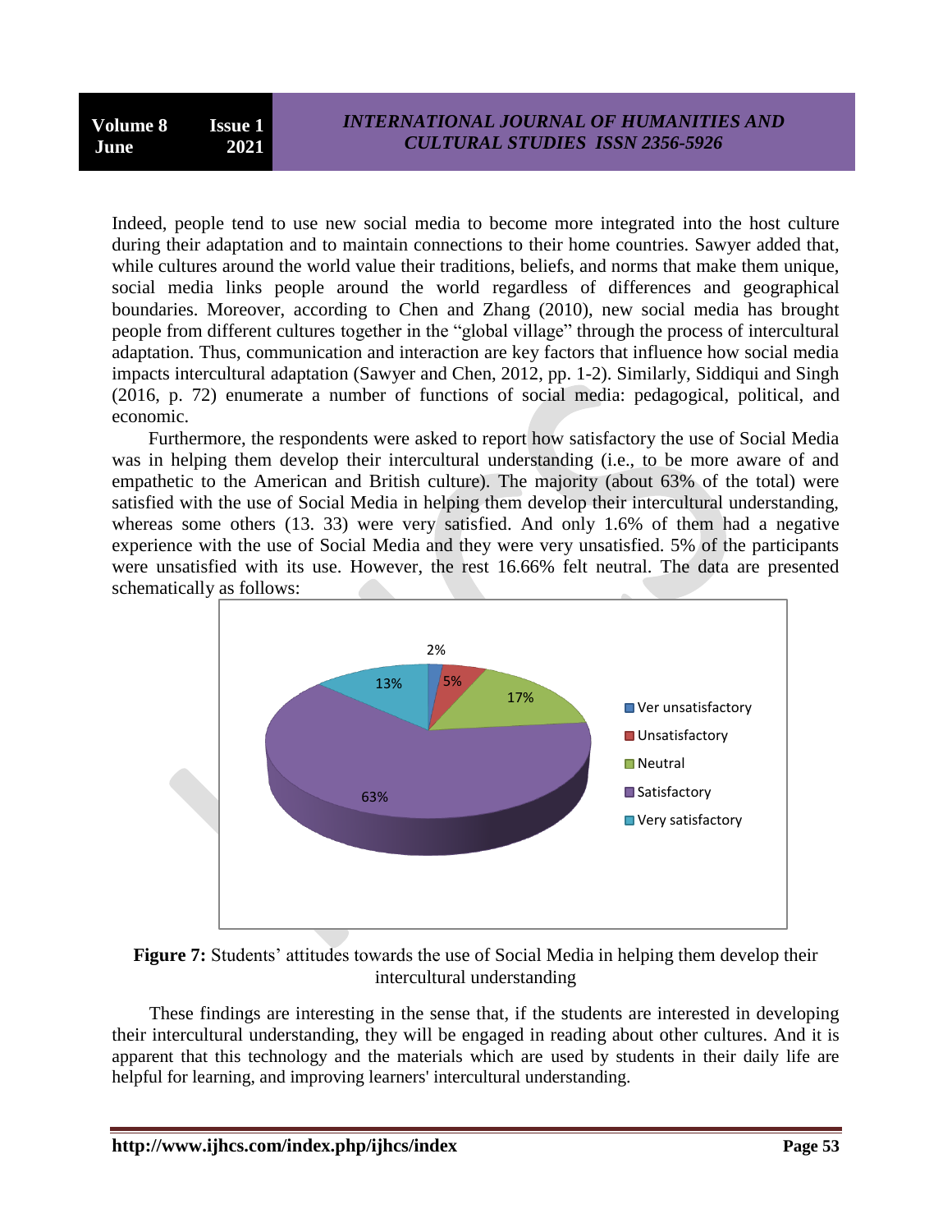Indeed, people tend to use new social media to become more integrated into the host culture during their adaptation and to maintain connections to their home countries. Sawyer added that, while cultures around the world value their traditions, beliefs, and norms that make them unique, social media links people around the world regardless of differences and geographical boundaries. Moreover, according to Chen and Zhang (2010), new social media has brought people from different cultures together in the "global village" through the process of intercultural adaptation. Thus, communication and interaction are key factors that influence how social media impacts intercultural adaptation (Sawyer and Chen, 2012, pp. 1-2). Similarly, Siddiqui and Singh (2016, p. 72) enumerate a number of functions of social media: pedagogical, political, and economic.

Furthermore, the respondents were asked to report how satisfactory the use of Social Media was in helping them develop their intercultural understanding (i.e., to be more aware of and empathetic to the American and British culture). The majority (about 63% of the total) were satisfied with the use of Social Media in helping them develop their intercultural understanding, whereas some others (13. 33) were very satisfied. And only 1.6% of them had a negative experience with the use of Social Media and they were very unsatisfied. 5% of the participants were unsatisfied with its use. However, the rest 16.66% felt neutral. The data are presented schematically as follows:

**Figure 7:** Students' attitudes towards the use of Social Media in helping them develop their intercultural understanding

These findings are interesting in the sense that, if the students are interested in developing their intercultural understanding, they will be engaged in reading about other cultures. And it is apparent that this technology and the materials which are used by students in their daily life are helpful for learning, and improving learners' intercultural understanding.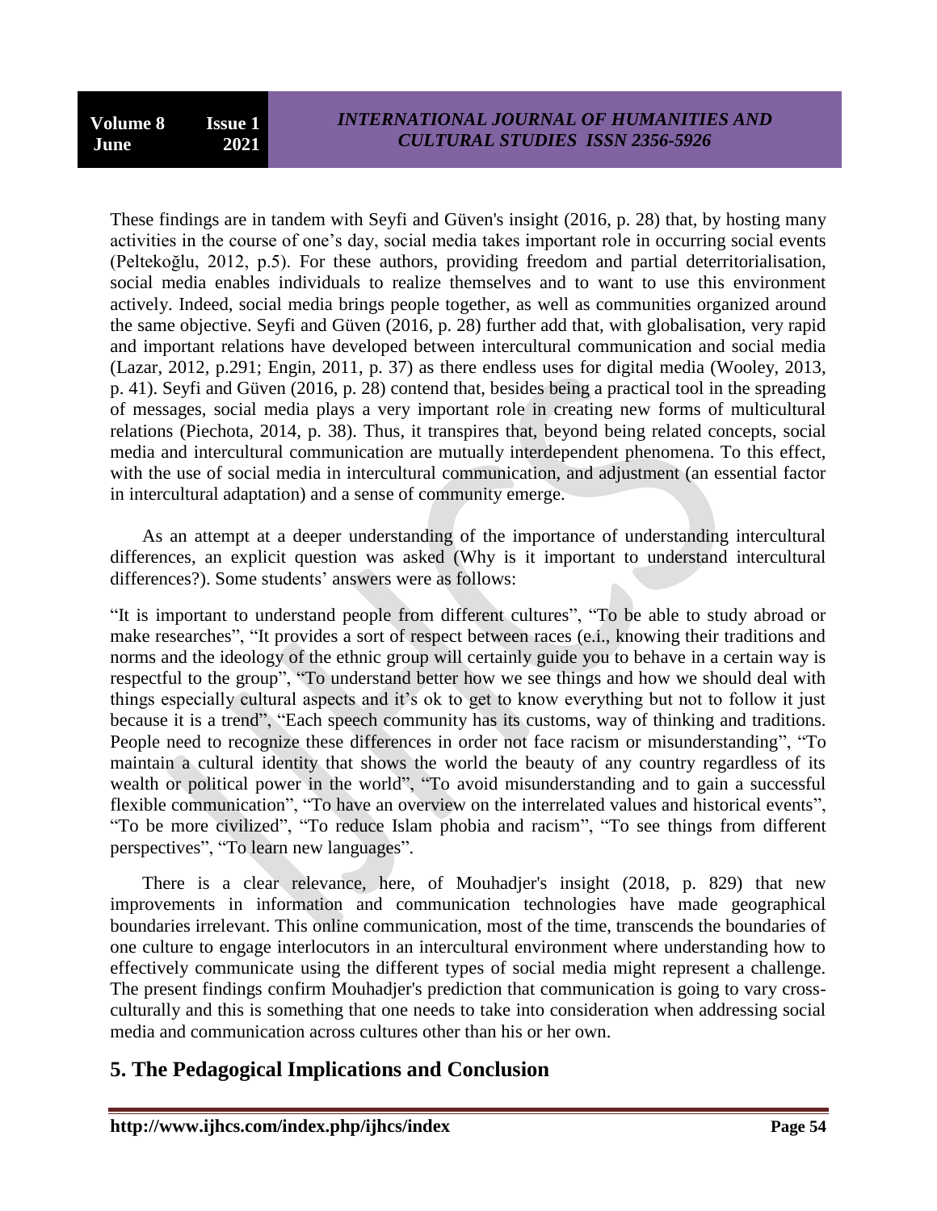These findings are in tandem with Seyfi and Güven's insight (2016, p. 28) that, by hosting many activities in the course of one's day, social media takes important role in occurring social events (Peltekoğlu, 2012, p.5). For these authors, providing freedom and partial deterritorialisation, social media enables individuals to realize themselves and to want to use this environment actively. Indeed, social media brings people together, as well as communities organized around the same objective. Seyfi and Güven (2016, p. 28) further add that, with globalisation, very rapid and important relations have developed between intercultural communication and social media (Lazar, 2012, p.291; Engin, 2011, p. 37) as there endless uses for digital media (Wooley, 2013, p. 41). Seyfi and Güven (2016, p. 28) contend that, besides being a practical tool in the spreading of messages, social media plays a very important role in creating new forms of multicultural relations (Piechota, 2014, p. 38). Thus, it transpires that, beyond being related concepts, social media and intercultural communication are mutually interdependent phenomena. To this effect, with the use of social media in intercultural communication, and adjustment (an essential factor in intercultural adaptation) and a sense of community emerge.

As an attempt at a deeper understanding of the importance of understanding intercultural differences, an explicit question was asked (Why is it important to understand intercultural differences?). Some students' answers were as follows:

"It is important to understand people from different cultures", "To be able to study abroad or make researches", "It provides a sort of respect between races (e.i., knowing their traditions and norms and the ideology of the ethnic group will certainly guide you to behave in a certain way is respectful to the group", "To understand better how we see things and how we should deal with things especially cultural aspects and it's ok to get to know everything but not to follow it just because it is a trend", "Each speech community has its customs, way of thinking and traditions. People need to recognize these differences in order not face racism or misunderstanding", "To maintain a cultural identity that shows the world the beauty of any country regardless of its wealth or political power in the world", "To avoid misunderstanding and to gain a successful flexible communication", "To have an overview on the interrelated values and historical events", "To be more civilized", "To reduce Islam phobia and racism", "To see things from different perspectives", "To learn new languages".

There is a clear relevance, here, of Mouhadjer's insight (2018, p. 829) that new improvements in information and communication technologies have made geographical boundaries irrelevant. This online communication, most of the time, transcends the boundaries of one culture to engage interlocutors in an intercultural environment where understanding how to effectively communicate using the different types of social media might represent a challenge. The present findings confirm Mouhadjer's prediction that communication is going to vary cross-culturally and this is something that one needs to take into consideration when addressing social media and communication across cultures other than his or her own.

## 5. The Pedagogical Implications and Conclusion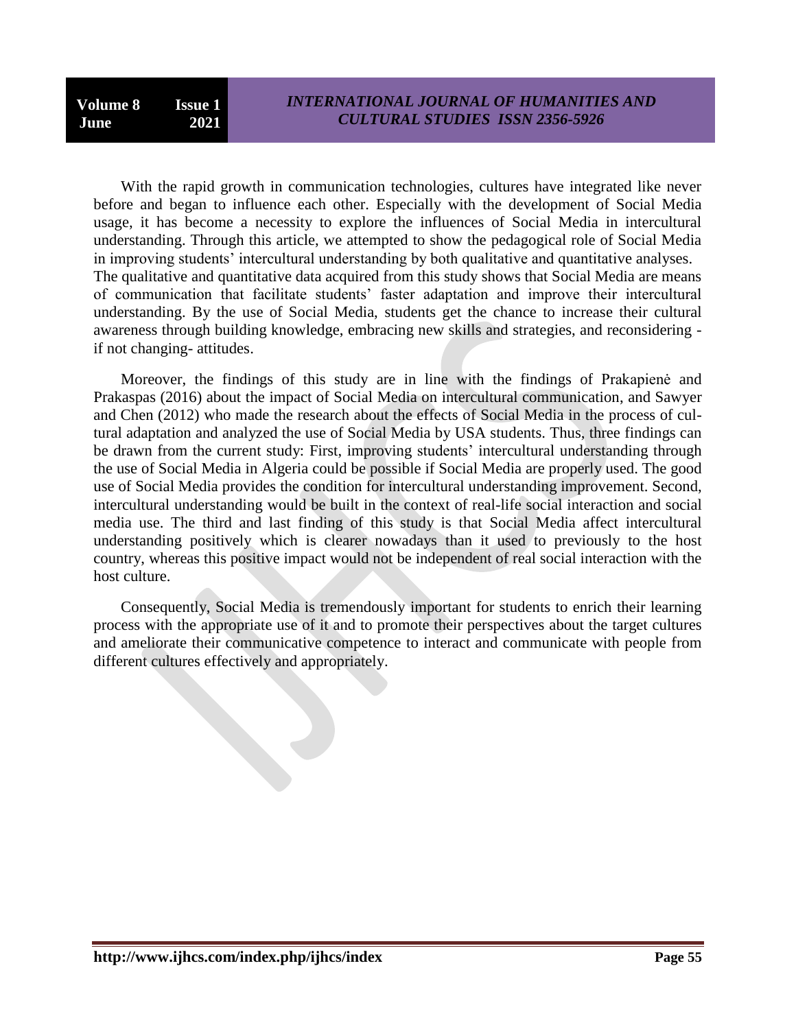With the rapid growth in communication technologies, cultures have integrated like never before and began to influence each other. Especially with the development of Social Media usage, it has become a necessity to explore the influences of Social Media in intercultural understanding. Through this article, we attempted to show the pedagogical role of Social Media in improving students' intercultural understanding by both qualitative and quantitative analyses. The qualitative and quantitative data acquired from this study shows that Social Media are means of communication that facilitate students' faster adaptation and improve their intercultural understanding. By the use of Social Media, students get the chance to increase their cultural awareness through building knowledge, embracing new skills and strategies, and reconsidering - if not changing- attitudes.

Moreover, the findings of this study are in line with the findings of Prakapienė and Prakaspas (2016) about the impact of Social Media on intercultural communication, and Sawyer and Chen (2012) who made the research about the effects of Social Media in the process of cultural adaptation and analyzed the use of Social Media by USA students. Thus, three findings can be drawn from the current study: First, improving students' intercultural understanding through the use of Social Media in Algeria could be possible if Social Media are properly used. The good use of Social Media provides the condition for intercultural understanding improvement. Second, intercultural understanding would be built in the context of real-life social interaction and social media use. The third and last finding of this study is that Social Media affect intercultural understanding positively which is clearer nowadays than it used to previously to the host country, whereas this positive impact would not be independent of real social interaction with the host culture.

Consequently, Social Media is tremendously important for students to enrich their learning process with the appropriate use of it and to promote their perspectives about the target cultures and ameliorate their communicative competence to interact and communicate with people from different cultures effectively and appropriately.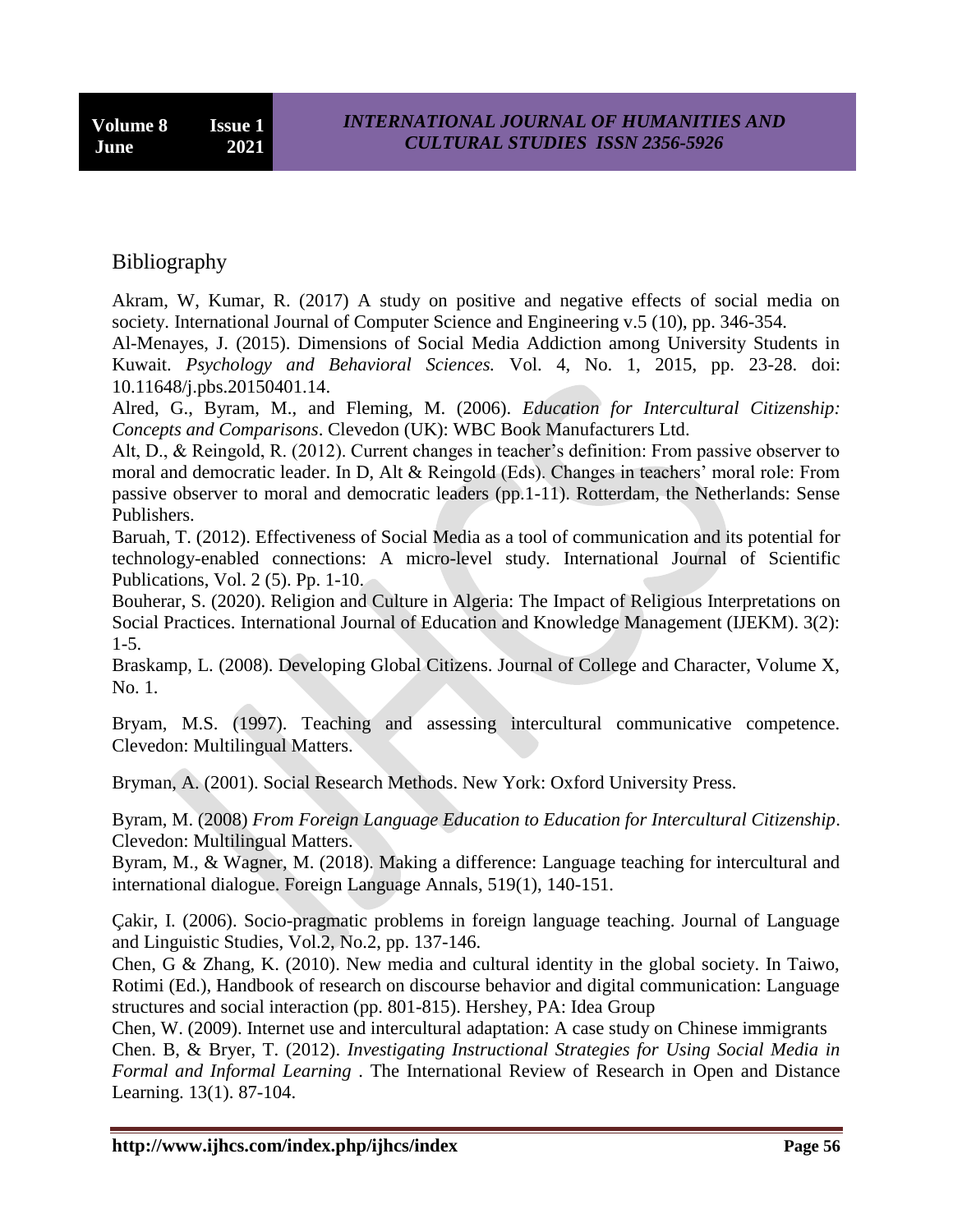## Bibliography

Akram, W, Kumar, R. (2017) A study on positive and negative effects of social media on society. International Journal of Computer Science and Engineering v.5 (10), pp. 346-354.

Al-Menayes, J. (2015). Dimensions of Social Media Addiction among University Students in Kuwait. *Psychology and Behavioral Sciences.* Vol. 4, No. 1, 2015, pp. 23-28. doi: 10.11648/j.pbs.20150401.14.

Alred, G., Byram, M., and Fleming, M. (2006). *Education for Intercultural Citizenship: Concepts and Comparisons*. Clevedon (UK): WBC Book Manufacturers Ltd.

Alt, D., & Reingold, R. (2012). Current changes in teacher's definition: From passive observer to moral and democratic leader. In D, Alt & Reingold (Eds). Changes in teachers' moral role: From passive observer to moral and democratic leaders (pp.1-11). Rotterdam, the Netherlands: Sense Publishers.

Baruah, T. (2012). Effectiveness of Social Media as a tool of communication and its potential for technology-enabled connections: A micro-level study. International Journal of Scientific Publications, Vol. 2 (5). Pp. 1-10.

Bouherar, S. (2020). Religion and Culture in Algeria: The Impact of Religious Interpretations on Social Practices. International Journal of Education and Knowledge Management (IJEKM). 3(2): 1-5.

Braskamp, L. (2008). Developing Global Citizens. Journal of College and Character, Volume X, No. 1.

Bryam, M.S. (1997). Teaching and assessing intercultural communicative competence. Clevedon: Multilingual Matters.

Bryman, A. (2001). Social Research Methods. New York: Oxford University Press.

Byram, M. (2008) *From Foreign Language Education to Education for Intercultural Citizenship*. Clevedon: Multilingual Matters.

Byram, M., & Wagner, M. (2018). Making a difference: Language teaching for intercultural and international dialogue. Foreign Language Annals, 519(1), 140-151.

Çakir, I. (2006). Socio-pragmatic problems in foreign language teaching. Journal of Language and Linguistic Studies, Vol.2, No.2, pp. 137-146.

Chen, G & Zhang, K. (2010). New media and cultural identity in the global society. In Taiwo, Rotimi (Ed.), Handbook of research on discourse behavior and digital communication: Language structures and social interaction (pp. 801-815). Hershey, PA: Idea Group

Chen, W. (2009). Internet use and intercultural adaptation: A case study on Chinese immigrants

Chen. B, & Bryer, T. (2012). *Investigating Instructional Strategies for Using Social Media in Formal and Informal Learning* . The International Review of Research in Open and Distance Learning. 13(1). 87-104.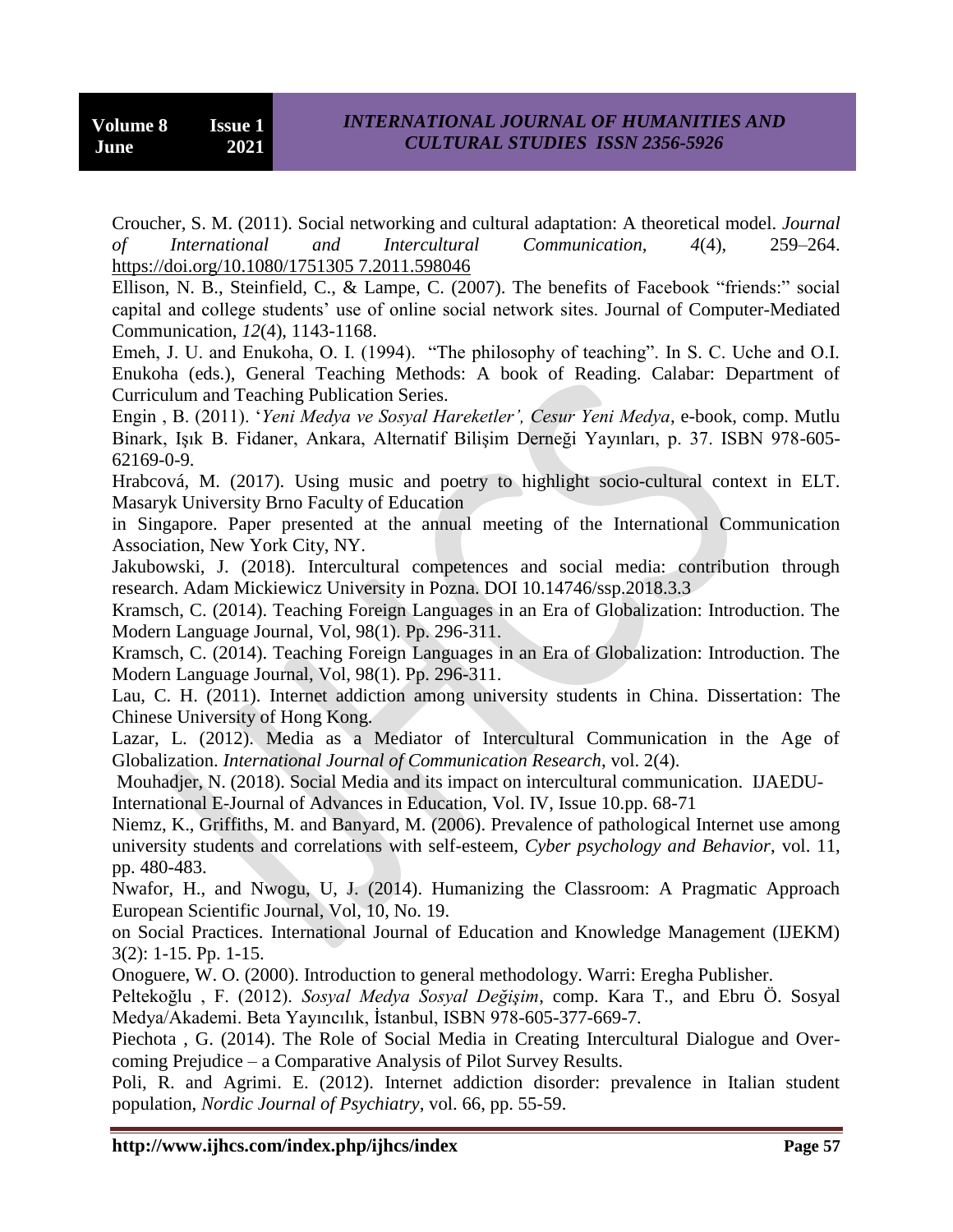Croucher, S. M. (2011). Social networking and cultural adaptation: A theoretical model. *Journal of International and Intercultural Communication, 4*(4), 259–264. https://doi.org/10.1080/1751305 7.2011.598046

Ellison, N. B., Steinfield, C., & Lampe, C. (2007). The benefits of Facebook "friends:" social capital and college students' use of online social network sites. Journal of Computer-Mediated Communication, *12*(4), 1143-1168.

Emeh, J. U. and Enukoha, O. I. (1994). "The philosophy of teaching". In S. C. Uche and O.I. Enukoha (eds.), General Teaching Methods: A book of Reading. Calabar: Department of Curriculum and Teaching Publication Series.

Engin , B. (2011). '*Yeni Medya ve Sosyal Hareketler', Cesur Yeni Medya*, e-book, comp. Mutlu Binark, Işık B. Fidaner, Ankara, Alternatif Bilişim Derneği Yayınları, p. 37. ISBN 978-605-62169-0-9.

Hrabcová, M. (2017). Using music and poetry to highlight socio-cultural context in ELT. Masaryk University Brno Faculty of Education

in Singapore. Paper presented at the annual meeting of the International Communication Association, New York City, NY.

Jakubowski, J. (2018). Intercultural competences and social media: contribution through research. Adam Mickiewicz University in Pozna. DOI 10.14746/ssp.2018.3.3

Kramsch, C. (2014). Teaching Foreign Languages in an Era of Globalization: Introduction. The Modern Language Journal, Vol, 98(1). Pp. 296-311.

Kramsch, C. (2014). Teaching Foreign Languages in an Era of Globalization: Introduction. The Modern Language Journal, Vol, 98(1). Pp. 296-311.

Lau, C. H. (2011). Internet addiction among university students in China. Dissertation: The Chinese University of Hong Kong.

Lazar, L. (2012). Media as a Mediator of Intercultural Communication in the Age of Globalization. *International Journal of Communication Research*, vol. 2(4).

Mouhadjer, N. (2018). Social Media and its impact on intercultural communication. IJAEDU-International E-Journal of Advances in Education, Vol. IV, Issue 10.pp. 68-71

Niemz, K., Griffiths, M. and Banyard, M. (2006). Prevalence of pathological Internet use among university students and correlations with self-esteem, *Cyber psychology and Behavior*, vol. 11, pp. 480-483.

Nwafor, H., and Nwogu, U, J. (2014). Humanizing the Classroom: A Pragmatic Approach European Scientific Journal, Vol, 10, No. 19.

on Social Practices. International Journal of Education and Knowledge Management (IJEKM) 3(2): 1-15. Pp. 1-15.

Onoguere, W. O. (2000). Introduction to general methodology. Warri: Eregha Publisher.

Peltekoğlu , F. (2012). *Sosyal Medya Sosyal Değişim*, comp. Kara T., and Ebru Ö. Sosyal Medya/Akademi. Beta Yayıncılık, İstanbul, ISBN 978-605-377-669-7.

Piechota , G. (2014). The Role of Social Media in Creating Intercultural Dialogue and Overcoming Prejudice – a Comparative Analysis of Pilot Survey Results.

Poli, R. and Agrimi. E. (2012). Internet addiction disorder: prevalence in Italian student population, *Nordic Journal of Psychiatry*, vol. 66, pp. 55-59.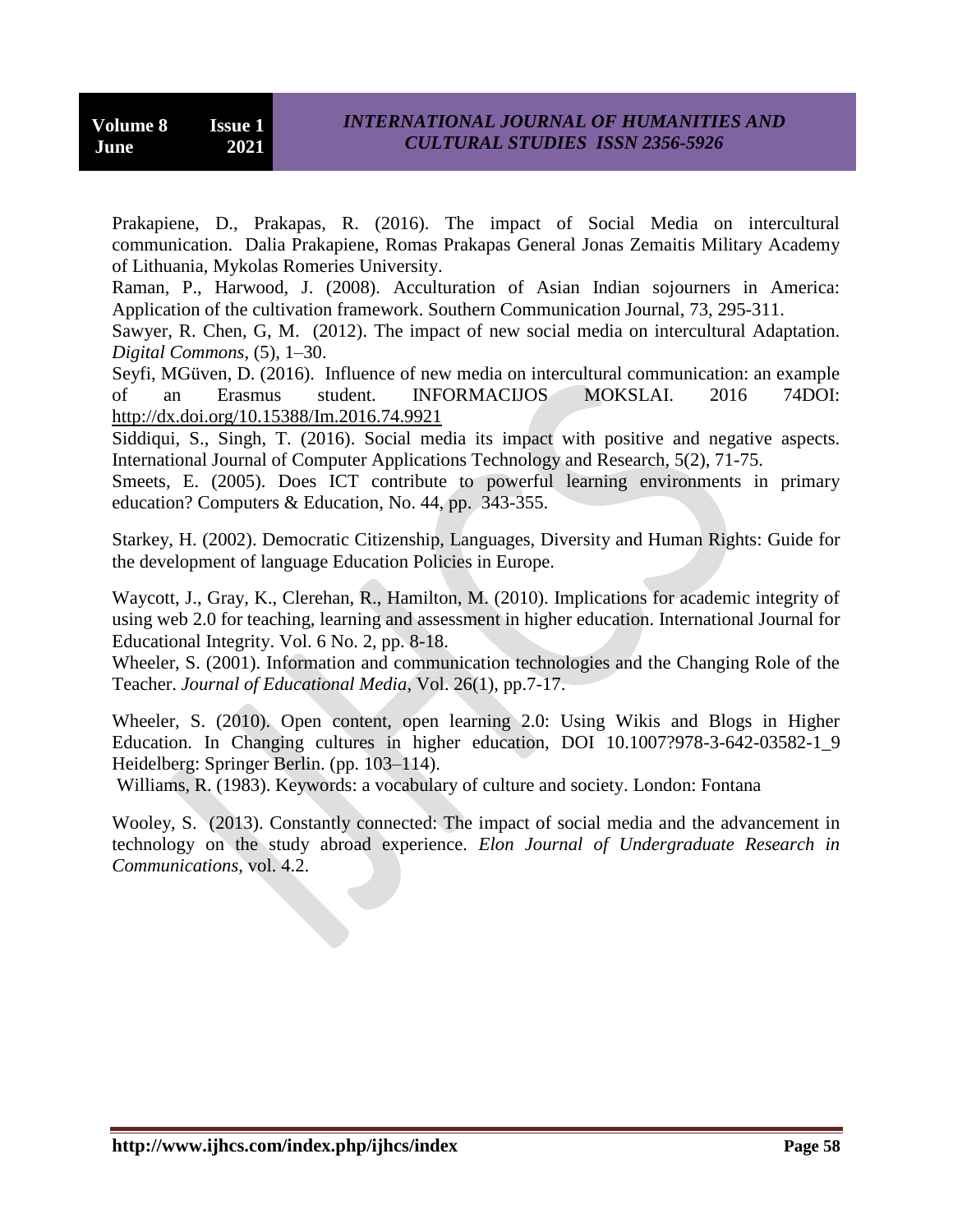Prakapiene, D., Prakapas, R. (2016). The impact of Social Media on intercultural communication. Dalia Prakapiene, Romas Prakapas General Jonas Zemaitis Military Academy of Lithuania, Mykolas Romeries University.

Raman, P., Harwood, J. (2008). Acculturation of Asian Indian sojourners in America: Application of the cultivation framework. Southern Communication Journal, 73, 295-311.

Sawyer, R. Chen, G, M. (2012). The impact of new social media on intercultural Adaptation. *Digital Commons*, (5), 1–30.

Seyfi, MGüven, D. (2016). Influence of new media on intercultural communication: an example of an Erasmus student. INFORMACIJOS MOKSLAI. 2016 74DOI: http://dx.doi.org/10.15388/Im.2016.74.9921

Siddiqui, S., Singh, T. (2016). Social media its impact with positive and negative aspects. International Journal of Computer Applications Technology and Research, 5(2), 71-75.

Smeets, E. (2005). Does ICT contribute to powerful learning environments in primary education? Computers & Education, No. 44, pp. 343-355.

Starkey, H. (2002). Democratic Citizenship, Languages, Diversity and Human Rights: Guide for the development of language Education Policies in Europe.

Waycott, J., Gray, K., Clerehan, R., Hamilton, M. (2010). Implications for academic integrity of using web 2.0 for teaching, learning and assessment in higher education. International Journal for Educational Integrity. Vol. 6 No. 2, pp. 8-18.

Wheeler, S. (2001). Information and communication technologies and the Changing Role of the Teacher. *Journal of Educational Media*, Vol. 26(1), pp.7-17.

Wheeler, S. (2010). Open content, open learning 2.0: Using Wikis and Blogs in Higher Education. In Changing cultures in higher education, DOI 10.1007?978-3-642-03582-1_9 Heidelberg: Springer Berlin. (pp. 103–114).

Williams, R. (1983). Keywords: a vocabulary of culture and society. London: Fontana

Wooley, S. (2013). Constantly connected: The impact of social media and the advancement in technology on the study abroad experience. *Elon Journal of Undergraduate Research in Communications*, vol. 4.2.